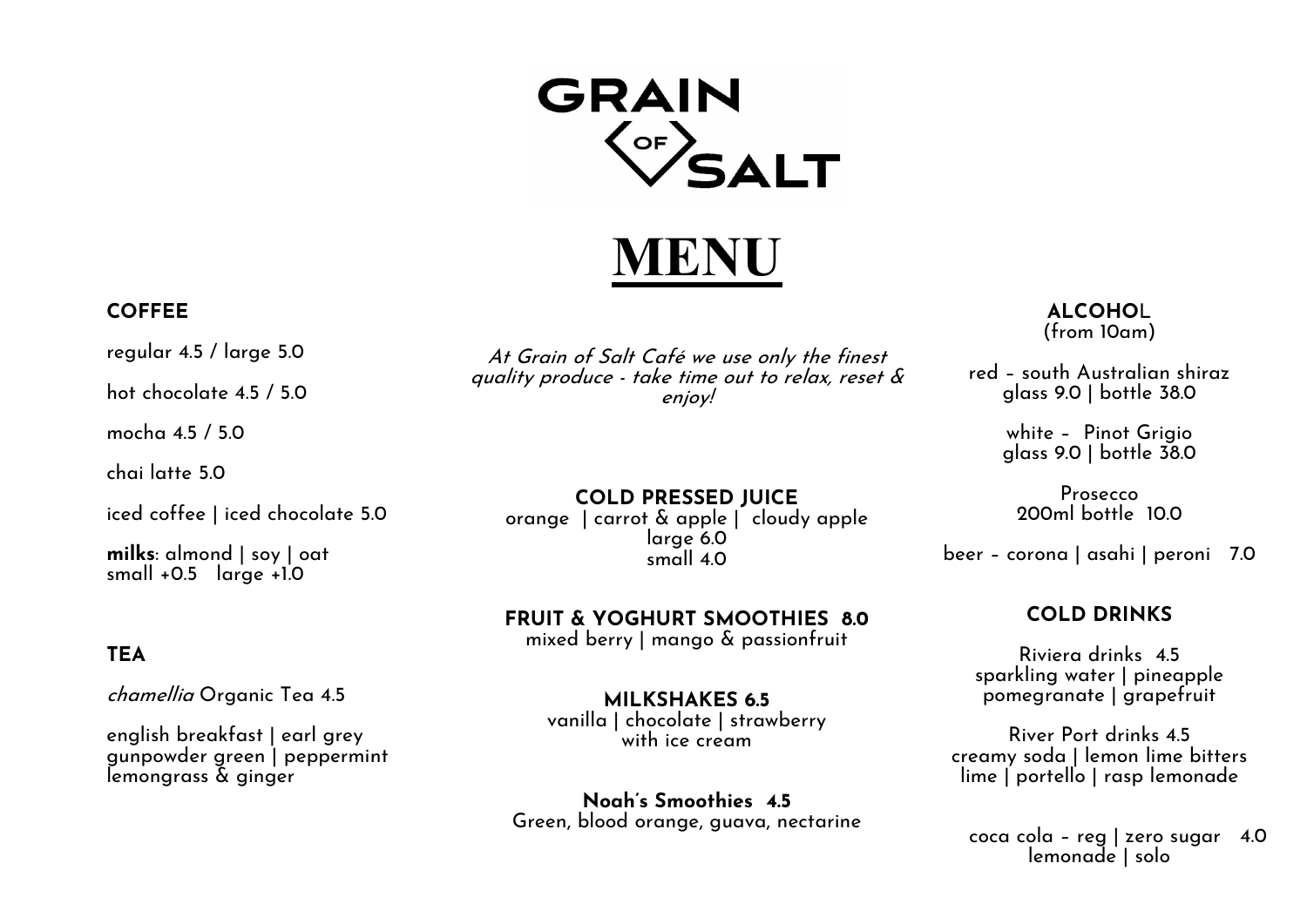# GRAIN OF SALT

# MENU

## COFFEE

regular 4.5 / large 5.0

hot chocolate 4.5 / 5.0

mocha 4.5 / 5.0

chai latte 5.0

iced coffee | iced chocolate 5.0

**milks**: almond | soy | oat
small +0.5   large +1.0

## TEA

*chamellia* Organic Tea 4.5

english breakfast | earl grey
gunpowder green | peppermint
lemongrass & ginger

*At Grain of Salt Café we use only the finest quality produce - take time out to relax, reset & enjoy!*

## COLD PRESSED JUICE

orange | carrot & apple | cloudy apple
large 6.0
small 4.0

## FRUIT & YOGHURT SMOOTHIES 8.0

mixed berry | mango & passionfruit

## MILKSHAKES 6.5

vanilla | chocolate | strawberry
with ice cream

## Noah's Smoothies 4.5

Green, blood orange, guava, nectarine

## ALCOHOL
(from 10am)

red – south Australian shiraz
glass 9.0 | bottle 38.0

white – Pinot Grigio
glass 9.0 | bottle 38.0

Prosecco
200ml bottle 10.0

beer – corona | asahi | peroni 7.0

## COLD DRINKS

Riviera drinks 4.5
sparkling water | pineapple
pomegranate | grapefruit

River Port drinks 4.5
creamy soda | lemon lime bitters
lime | portello | rasp lemonade

coca cola – reg | zero sugar 4.0
lemonade | solo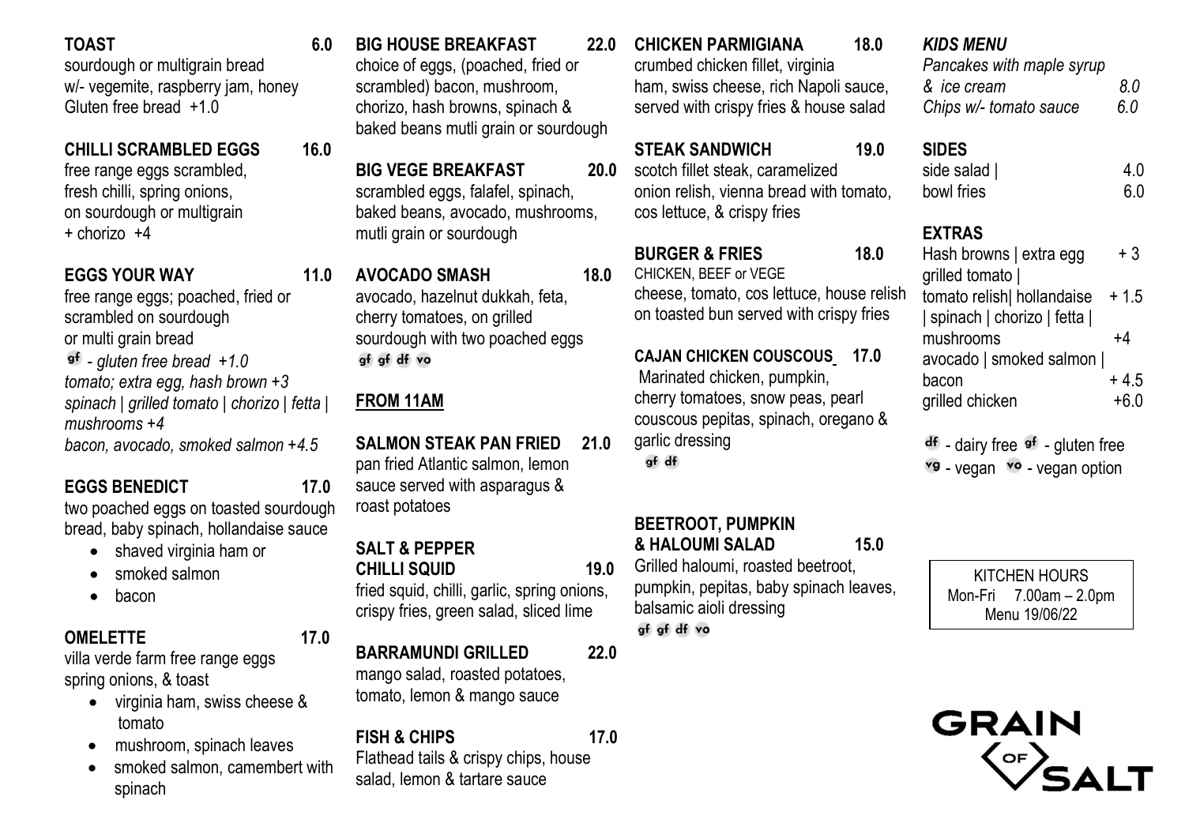## TOAST 6.0

sourdough or multigrain bread
w/- vegemite, raspberry jam, honey
Gluten free bread +1.0

## CHILLI SCRAMBLED EGGS 16.0

free range eggs scrambled,
fresh chilli, spring onions,
on sourdough or multigrain
+ chorizo +4

## EGGS YOUR WAY 11.0

free range eggs; poached, fried or
scrambled on sourdough
or multi grain bread
*gf - gluten free bread +1.0*
*tomato; extra egg, hash brown +3*
*spinach | grilled tomato | chorizo | fetta | mushrooms +4*
*bacon, avocado, smoked salmon +4.5*

## EGGS BENEDICT 17.0

two poached eggs on toasted sourdough
bread, baby spinach, hollandaise sauce

- shaved virginia ham or
- smoked salmon
- bacon

## OMELETTE 17.0

villa verde farm free range eggs
spring onions, & toast

- virginia ham, swiss cheese & tomato
- mushroom, spinach leaves
- smoked salmon, camembert with spinach

## BIG HOUSE BREAKFAST 22.0

choice of eggs, (poached, fried or
scrambled) bacon, mushroom,
chorizo, hash browns, spinach &
baked beans mutli grain or sourdough

## BIG VEGE BREAKFAST 20.0

scrambled eggs, falafel, spinach,
baked beans, avocado, mushrooms,
mutli grain or sourdough

## AVOCADO SMASH 18.0

avocado, hazelnut dukkah, feta,
cherry tomatoes, on grilled
sourdough with two poached eggs
gf gf df vo

## FROM 11AM

## SALMON STEAK PAN FRIED 21.0

pan fried Atlantic salmon, lemon
sauce served with asparagus &
roast potatoes

## SALT & PEPPER CHILLI SQUID 19.0

fried squid, chilli, garlic, spring onions,
crispy fries, green salad, sliced lime

## BARRAMUNDI GRILLED 22.0

mango salad, roasted potatoes,
tomato, lemon & mango sauce

## FISH & CHIPS 17.0

Flathead tails & crispy chips, house
salad, lemon & tartare sauce

## CHICKEN PARMIGIANA 18.0

crumbed chicken fillet, virginia
ham, swiss cheese, rich Napoli sauce,
served with crispy fries & house salad

## STEAK SANDWICH 19.0

scotch fillet steak, caramelized
onion relish, vienna bread with tomato,
cos lettuce, & crispy fries

## BURGER & FRIES 18.0

CHICKEN, BEEF or VEGE
cheese, tomato, cos lettuce, house relish
on toasted bun served with crispy fries

## CAJAN CHICKEN COUSCOUS 17.0

Marinated chicken, pumpkin,
cherry tomatoes, snow peas, pearl
couscous pepitas, spinach, oregano &
garlic dressing
gf df

## BEETROOT, PUMPKIN & HALOUMI SALAD 15.0

Grilled haloumi, roasted beetroot,
pumpkin, pepitas, baby spinach leaves,
balsamic aioli dressing
gf gf df vo

## *KIDS MENU*

| | |
|---|---|
| *Pancakes with maple syrup & ice cream* | *8.0* |
| *Chips w/- tomato sauce* | *6.0* |

## SIDES

| | |
|---|---|
| side salad \| | 4.0 |
| bowl fries | 6.0 |

## EXTRAS

| | |
|---|---|
| Hash browns \| extra egg | + 3 |
| grilled tomato \| tomato relish\| hollandaise | + 1.5 |
| \| spinach \| chorizo \| fetta \| mushrooms | +4 |
| avocado \| smoked salmon \| bacon | + 4.5 |
| grilled chicken | +6.0 |

df - dairy free gf - gluten free
vg - vegan vo - vegan option

KITCHEN HOURS
Mon-Fri 7.00am – 2.0pm
Menu 19/06/22

GRAIN OF SALT